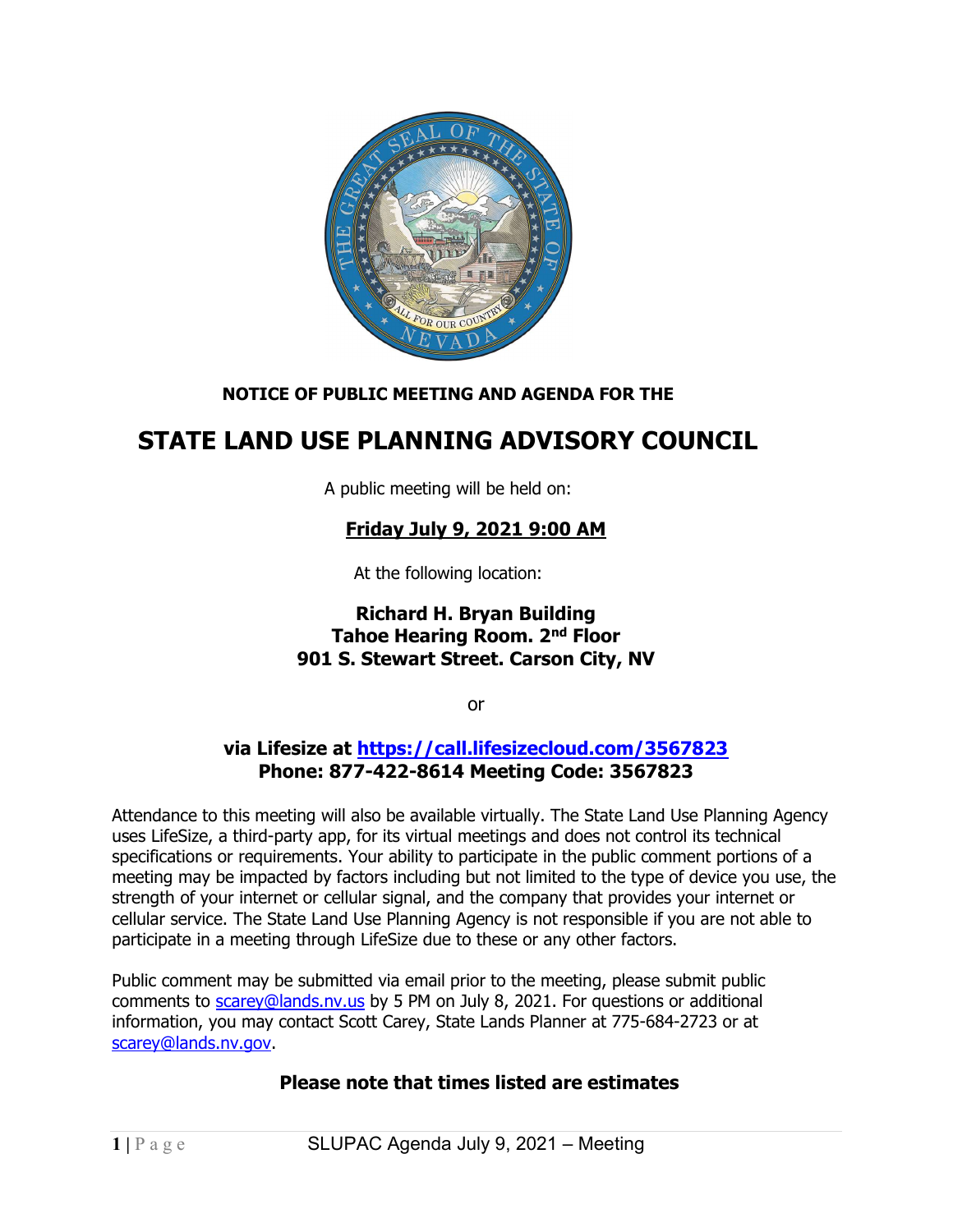**NOTICE OF PUBLIC MEETING AND AGENDA FOR THE**

# STATE LAND USE PLANNING ADVISORY COUNCIL

A public meeting will be held on:

**Friday July 9, 2021 9:00 AM**

At the following location:

**Richard H. Bryan Building**
**Tahoe Hearing Room. 2nd Floor**
**901 S. Stewart Street. Carson City, NV**

or

**via Lifesize at https://call.lifesizecloud.com/3567823**
**Phone: 877-422-8614 Meeting Code: 3567823**

Attendance to this meeting will also be available virtually. The State Land Use Planning Agency uses LifeSize, a third-party app, for its virtual meetings and does not control its technical specifications or requirements. Your ability to participate in the public comment portions of a meeting may be impacted by factors including but not limited to the type of device you use, the strength of your internet or cellular signal, and the company that provides your internet or cellular service. The State Land Use Planning Agency is not responsible if you are not able to participate in a meeting through LifeSize due to these or any other factors.

Public comment may be submitted via email prior to the meeting, please submit public comments to scarey@lands.nv.us by 5 PM on July 8, 2021. For questions or additional information, you may contact Scott Carey, State Lands Planner at 775-684-2723 or at scarey@lands.nv.gov.

**Please note that times listed are estimates**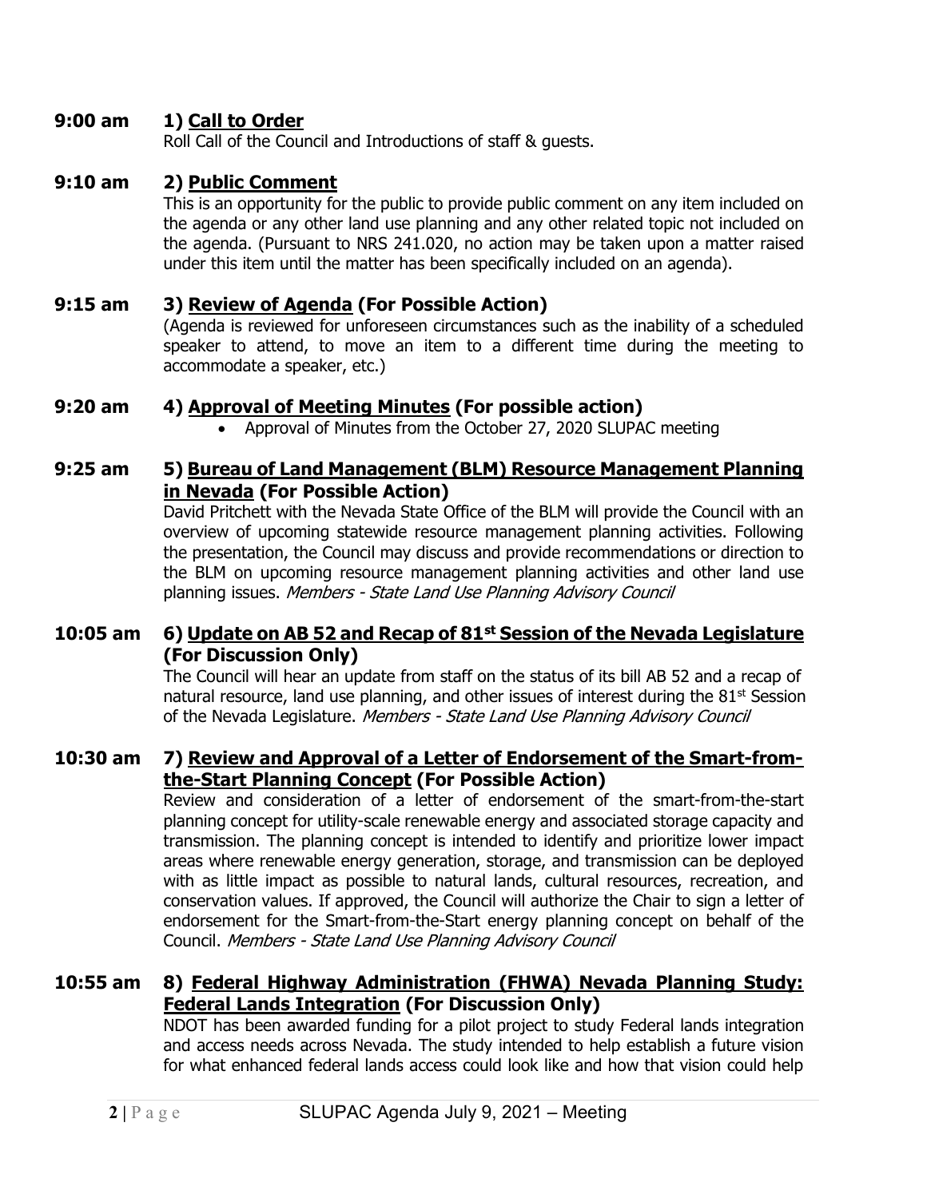**9:00 am** **1) Call to Order**

Roll Call of the Council and Introductions of staff & guests.

**9:10 am** **2) Public Comment**

This is an opportunity for the public to provide public comment on any item included on the agenda or any other land use planning and any other related topic not included on the agenda. (Pursuant to NRS 241.020, no action may be taken upon a matter raised under this item until the matter has been specifically included on an agenda).

**9:15 am** **3) Review of Agenda (For Possible Action)**

(Agenda is reviewed for unforeseen circumstances such as the inability of a scheduled speaker to attend, to move an item to a different time during the meeting to accommodate a speaker, etc.)

**9:20 am** **4) Approval of Meeting Minutes (For possible action)**

- Approval of Minutes from the October 27, 2020 SLUPAC meeting

**9:25 am** **5) Bureau of Land Management (BLM) Resource Management Planning in Nevada (For Possible Action)**

David Pritchett with the Nevada State Office of the BLM will provide the Council with an overview of upcoming statewide resource management planning activities. Following the presentation, the Council may discuss and provide recommendations or direction to the BLM on upcoming resource management planning activities and other land use planning issues. *Members - State Land Use Planning Advisory Council*

**10:05 am** **6) Update on AB 52 and Recap of 81st Session of the Nevada Legislature (For Discussion Only)**

The Council will hear an update from staff on the status of its bill AB 52 and a recap of natural resource, land use planning, and other issues of interest during the 81st Session of the Nevada Legislature. *Members - State Land Use Planning Advisory Council*

**10:30 am** **7) Review and Approval of a Letter of Endorsement of the Smart-from-the-Start Planning Concept (For Possible Action)**

Review and consideration of a letter of endorsement of the smart-from-the-start planning concept for utility-scale renewable energy and associated storage capacity and transmission. The planning concept is intended to identify and prioritize lower impact areas where renewable energy generation, storage, and transmission can be deployed with as little impact as possible to natural lands, cultural resources, recreation, and conservation values. If approved, the Council will authorize the Chair to sign a letter of endorsement for the Smart-from-the-Start energy planning concept on behalf of the Council. *Members - State Land Use Planning Advisory Council*

**10:55 am** **8) Federal Highway Administration (FHWA) Nevada Planning Study: Federal Lands Integration (For Discussion Only)**

NDOT has been awarded funding for a pilot project to study Federal lands integration and access needs across Nevada. The study intended to help establish a future vision for what enhanced federal lands access could look like and how that vision could help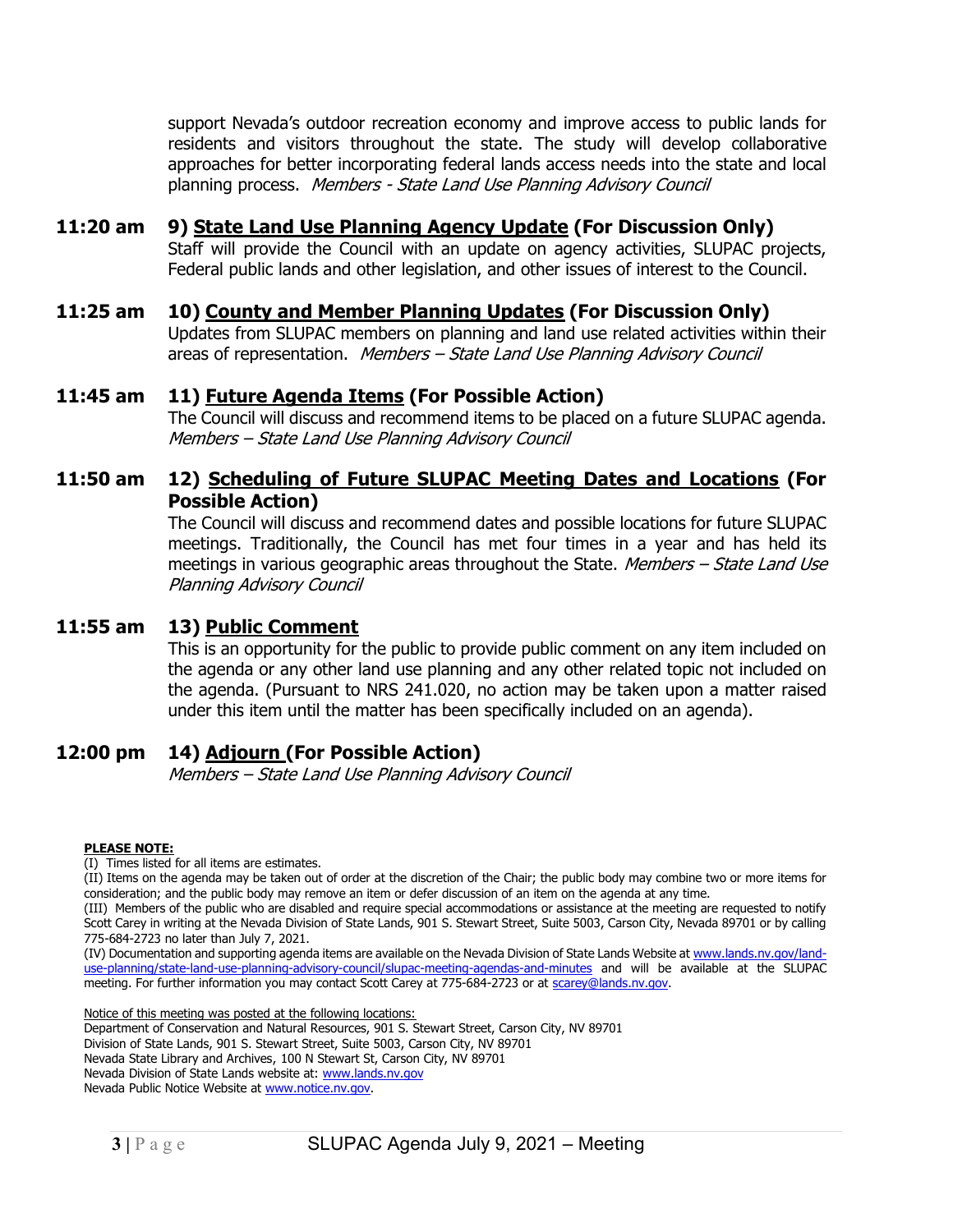support Nevada's outdoor recreation economy and improve access to public lands for residents and visitors throughout the state. The study will develop collaborative approaches for better incorporating federal lands access needs into the state and local planning process. *Members - State Land Use Planning Advisory Council*

**11:20 am** **9) State Land Use Planning Agency Update (For Discussion Only)**
Staff will provide the Council with an update on agency activities, SLUPAC projects, Federal public lands and other legislation, and other issues of interest to the Council.

**11:25 am** **10) County and Member Planning Updates (For Discussion Only)**
Updates from SLUPAC members on planning and land use related activities within their areas of representation. *Members – State Land Use Planning Advisory Council*

**11:45 am** **11) Future Agenda Items (For Possible Action)**
The Council will discuss and recommend items to be placed on a future SLUPAC agenda. *Members – State Land Use Planning Advisory Council*

**11:50 am** **12) Scheduling of Future SLUPAC Meeting Dates and Locations (For Possible Action)**
The Council will discuss and recommend dates and possible locations for future SLUPAC meetings. Traditionally, the Council has met four times in a year and has held its meetings in various geographic areas throughout the State. *Members – State Land Use Planning Advisory Council*

**11:55 am** **13) Public Comment**
This is an opportunity for the public to provide public comment on any item included on the agenda or any other land use planning and any other related topic not included on the agenda. (Pursuant to NRS 241.020, no action may be taken upon a matter raised under this item until the matter has been specifically included on an agenda).

**12:00 pm** **14) Adjourn (For Possible Action)**
*Members – State Land Use Planning Advisory Council*

**PLEASE NOTE:**

(I) Times listed for all items are estimates.

(II) Items on the agenda may be taken out of order at the discretion of the Chair; the public body may combine two or more items for consideration; and the public body may remove an item or defer discussion of an item on the agenda at any time.

(III) Members of the public who are disabled and require special accommodations or assistance at the meeting are requested to notify Scott Carey in writing at the Nevada Division of State Lands, 901 S. Stewart Street, Suite 5003, Carson City, Nevada 89701 or by calling 775-684-2723 no later than July 7, 2021.

(IV) Documentation and supporting agenda items are available on the Nevada Division of State Lands Website at www.lands.nv.gov/land-use-planning/state-land-use-planning-advisory-council/slupac-meeting-agendas-and-minutes and will be available at the SLUPAC meeting. For further information you may contact Scott Carey at 775-684-2723 or at scarey@lands.nv.gov.

Notice of this meeting was posted at the following locations:
Department of Conservation and Natural Resources, 901 S. Stewart Street, Carson City, NV 89701
Division of State Lands, 901 S. Stewart Street, Suite 5003, Carson City, NV 89701
Nevada State Library and Archives, 100 N Stewart St, Carson City, NV 89701
Nevada Division of State Lands website at: www.lands.nv.gov
Nevada Public Notice Website at www.notice.nv.gov.